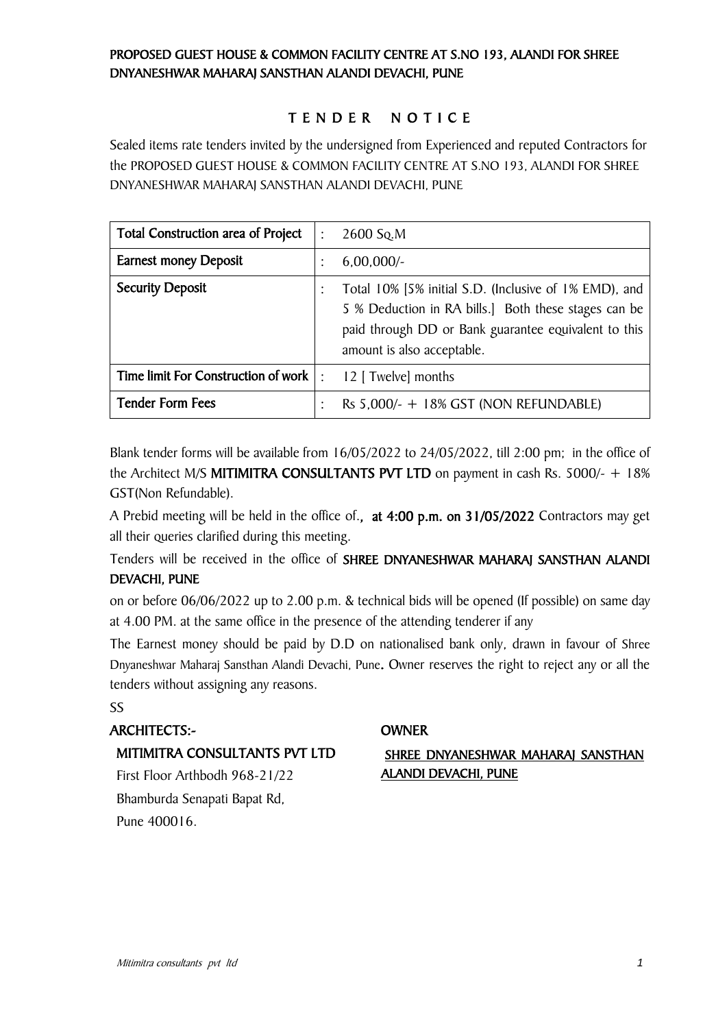**PROPOSED GUEST HOUSE & COMMON FACILITY CENTRE AT S.NO 193, ALANDI FOR SHREE DNYANESHWAR MAHARAJ SANSTHAN ALANDI DEVACHI, PUNE**

# T E N D E R   N O T I C E

Sealed items rate tenders invited by the undersigned from Experienced and reputed Contractors for the PROPOSED GUEST HOUSE & COMMON FACILITY CENTRE AT S.NO 193, ALANDI FOR SHREE DNYANESHWAR MAHARAJ SANSTHAN ALANDI DEVACHI, PUNE

| | | |
|---|---|---|
| **Total Construction area of Project** | : | 2600 Sq.M |
| **Earnest money Deposit** | : | 6,00,000/- |
| **Security Deposit** | : | Total 10% [5% initial S.D. (Inclusive of 1% EMD), and 5 % Deduction in RA bills.] Both these stages can be paid through DD or Bank guarantee equivalent to this amount is also acceptable. |
| **Time limit For Construction of work** | : | 12 [ Twelve] months |
| **Tender Form Fees** | : | Rs 5,000/- + 18% GST (NON REFUNDABLE) |

Blank tender forms will be available from 16/05/2022 to 24/05/2022, till 2:00 pm; in the office of the Architect M/S **MITIMITRA CONSULTANTS PVT LTD** on payment in cash Rs. 5000/- + 18% GST(Non Refundable).

A Prebid meeting will be held in the office of.**, at 4:00 p.m. on 31/05/2022** Contractors may get all their queries clarified during this meeting.

Tenders will be received in the office of **SHREE DNYANESHWAR MAHARAJ SANSTHAN ALANDI DEVACHI, PUNE**

on or before 06/06/2022 up to 2.00 p.m. & technical bids will be opened (If possible) on same day at 4.00 PM. at the same office in the presence of the attending tenderer if any

The Earnest money should be paid by D.D on nationalised bank only, drawn in favour of Shree Dnyaneshwar Maharaj Sansthan Alandi Devachi, Pune**.** Owner reserves the right to reject any or all the tenders without assigning any reasons.

SS

**ARCHITECTS:-**

**MITIMITRA CONSULTANTS PVT LTD**

First Floor Arthbodh 968-21/22

Bhamburda Senapati Bapat Rd,

Pune 400016.

**OWNER**

**SHREE DNYANESHWAR MAHARAJ SANSTHAN ALANDI DEVACHI, PUNE**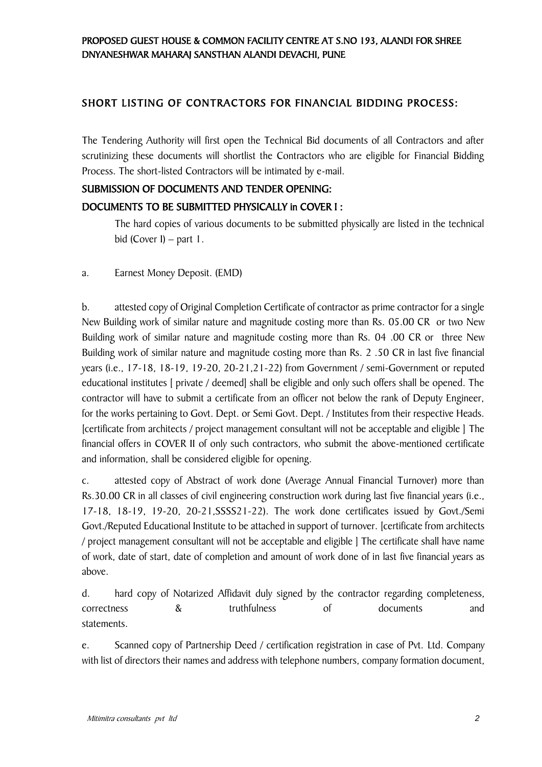## SHORT LISTING OF CONTRACTORS FOR FINANCIAL BIDDING PROCESS:

The Tendering Authority will first open the Technical Bid documents of all Contractors and after scrutinizing these documents will shortlist the Contractors who are eligible for Financial Bidding Process. The short-listed Contractors will be intimated by e-mail.

### SUBMISSION OF DOCUMENTS AND TENDER OPENING:

### DOCUMENTS TO BE SUBMITTED PHYSICALLY in COVER I :

The hard copies of various documents to be submitted physically are listed in the technical bid (Cover I) – part 1.

a. Earnest Money Deposit. (EMD)

b. attested copy of Original Completion Certificate of contractor as prime contractor for a single New Building work of similar nature and magnitude costing more than Rs. 05.00 CR or two New Building work of similar nature and magnitude costing more than Rs. 04 .00 CR or three New Building work of similar nature and magnitude costing more than Rs. 2 .50 CR in last five financial years (i.e., 17-18, 18-19, 19-20, 20-21,21-22) from Government / semi-Government or reputed educational institutes [ private / deemed] shall be eligible and only such offers shall be opened. The contractor will have to submit a certificate from an officer not below the rank of Deputy Engineer, for the works pertaining to Govt. Dept. or Semi Govt. Dept. / Institutes from their respective Heads. [certificate from architects / project management consultant will not be acceptable and eligible ] The financial offers in COVER II of only such contractors, who submit the above-mentioned certificate and information, shall be considered eligible for opening.

c. attested copy of Abstract of work done (Average Annual Financial Turnover) more than Rs.30.00 CR in all classes of civil engineering construction work during last five financial years (i.e., 17-18, 18-19, 19-20, 20-21,SSSS21-22). The work done certificates issued by Govt./Semi Govt./Reputed Educational Institute to be attached in support of turnover. [certificate from architects / project management consultant will not be acceptable and eligible ] The certificate shall have name of work, date of start, date of completion and amount of work done of in last five financial years as above.

d. hard copy of Notarized Affidavit duly signed by the contractor regarding completeness, correctness & truthfulness of documents and statements.

e. Scanned copy of Partnership Deed / certification registration in case of Pvt. Ltd. Company with list of directors their names and address with telephone numbers, company formation document,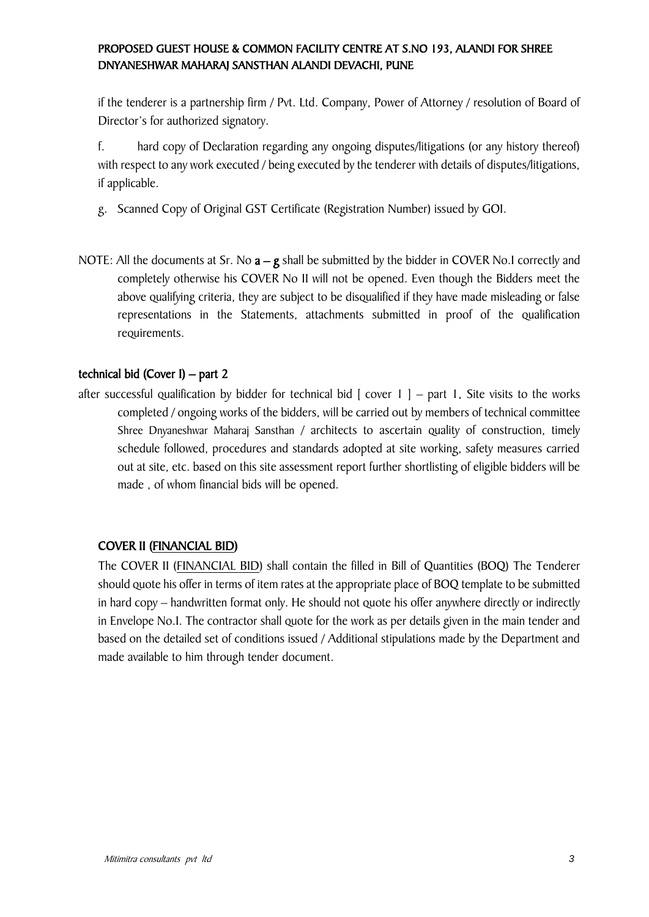if the tenderer is a partnership firm / Pvt. Ltd. Company, Power of Attorney / resolution of Board of Director's for authorized signatory.

f. hard copy of Declaration regarding any ongoing disputes/litigations (or any history thereof) with respect to any work executed / being executed by the tenderer with details of disputes/litigations, if applicable.

g. Scanned Copy of Original GST Certificate (Registration Number) issued by GOI.

NOTE: All the documents at Sr. No **a – g** shall be submitted by the bidder in COVER No.I correctly and completely otherwise his COVER No II will not be opened. Even though the Bidders meet the above qualifying criteria, they are subject to be disqualified if they have made misleading or false representations in the Statements, attachments submitted in proof of the qualification requirements.

**technical bid (Cover I) – part 2**

after successful qualification by bidder for technical bid [ cover 1 ] – part 1, Site visits to the works completed / ongoing works of the bidders, will be carried out by members of technical committee Shree Dnyaneshwar Maharaj Sansthan / architects to ascertain quality of construction, timely schedule followed, procedures and standards adopted at site working, safety measures carried out at site, etc. based on this site assessment report further shortlisting of eligible bidders will be made , of whom financial bids will be opened.

**COVER II (FINANCIAL BID)**

The COVER II (FINANCIAL BID) shall contain the filled in Bill of Quantities (BOQ) The Tenderer should quote his offer in terms of item rates at the appropriate place of BOQ template to be submitted in hard copy – handwritten format only. He should not quote his offer anywhere directly or indirectly in Envelope No.I. The contractor shall quote for the work as per details given in the main tender and based on the detailed set of conditions issued / Additional stipulations made by the Department and made available to him through tender document.